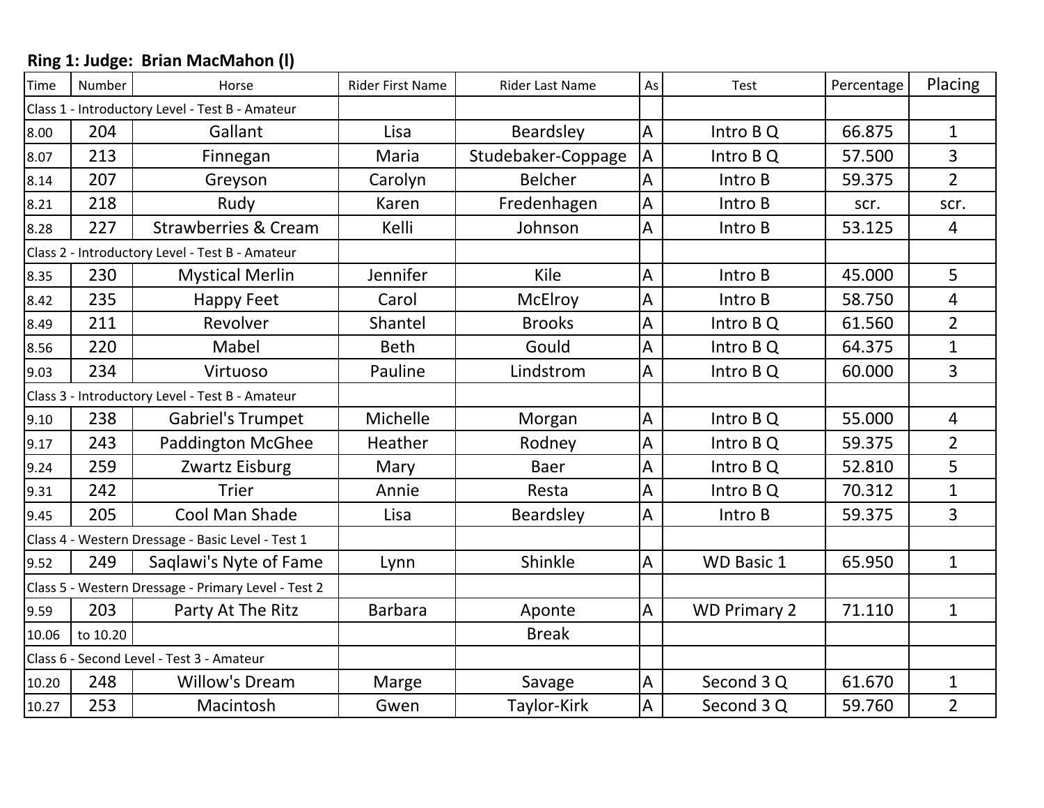## Ring 1: Judge: Brian MacMahon (l)

| Time | Number | Horse | Rider First Name | Rider Last Name | As | Test | Percentage | Placing |
|---|---|---|---|---|---|---|---|---|
| Class 1 - Introductory Level - Test B - Amateur | | | | | | | | |
| 8.00 | 204 | Gallant | Lisa | Beardsley | A | Intro B Q | 66.875 | 1 |
| 8.07 | 213 | Finnegan | Maria | Studebaker-Coppage | A | Intro B Q | 57.500 | 3 |
| 8.14 | 207 | Greyson | Carolyn | Belcher | A | Intro B | 59.375 | 2 |
| 8.21 | 218 | Rudy | Karen | Fredenhagen | A | Intro B | scr. | scr. |
| 8.28 | 227 | Strawberries & Cream | Kelli | Johnson | A | Intro B | 53.125 | 4 |
| Class 2 - Introductory Level - Test B - Amateur | | | | | | | | |
| 8.35 | 230 | Mystical Merlin | Jennifer | Kile | A | Intro B | 45.000 | 5 |
| 8.42 | 235 | Happy Feet | Carol | McElroy | A | Intro B | 58.750 | 4 |
| 8.49 | 211 | Revolver | Shantel | Brooks | A | Intro B Q | 61.560 | 2 |
| 8.56 | 220 | Mabel | Beth | Gould | A | Intro B Q | 64.375 | 1 |
| 9.03 | 234 | Virtuoso | Pauline | Lindstrom | A | Intro B Q | 60.000 | 3 |
| Class 3 - Introductory Level - Test B - Amateur | | | | | | | | |
| 9.10 | 238 | Gabriel's Trumpet | Michelle | Morgan | A | Intro B Q | 55.000 | 4 |
| 9.17 | 243 | Paddington McGhee | Heather | Rodney | A | Intro B Q | 59.375 | 2 |
| 9.24 | 259 | Zwartz Eisburg | Mary | Baer | A | Intro B Q | 52.810 | 5 |
| 9.31 | 242 | Trier | Annie | Resta | A | Intro B Q | 70.312 | 1 |
| 9.45 | 205 | Cool Man Shade | Lisa | Beardsley | A | Intro B | 59.375 | 3 |
| Class 4 - Western Dressage - Basic Level - Test 1 | | | | | | | | |
| 9.52 | 249 | Saqlawi's Nyte of Fame | Lynn | Shinkle | A | WD Basic 1 | 65.950 | 1 |
| Class 5 - Western Dressage - Primary Level - Test 2 | | | | | | | | |
| 9.59 | 203 | Party At The Ritz | Barbara | Aponte | A | WD Primary 2 | 71.110 | 1 |
| 10.06 | to 10.20 | | | Break | | | | |
| Class 6 - Second Level - Test 3 - Amateur | | | | | | | | |
| 10.20 | 248 | Willow's Dream | Marge | Savage | A | Second 3 Q | 61.670 | 1 |
| 10.27 | 253 | Macintosh | Gwen | Taylor-Kirk | A | Second 3 Q | 59.760 | 2 |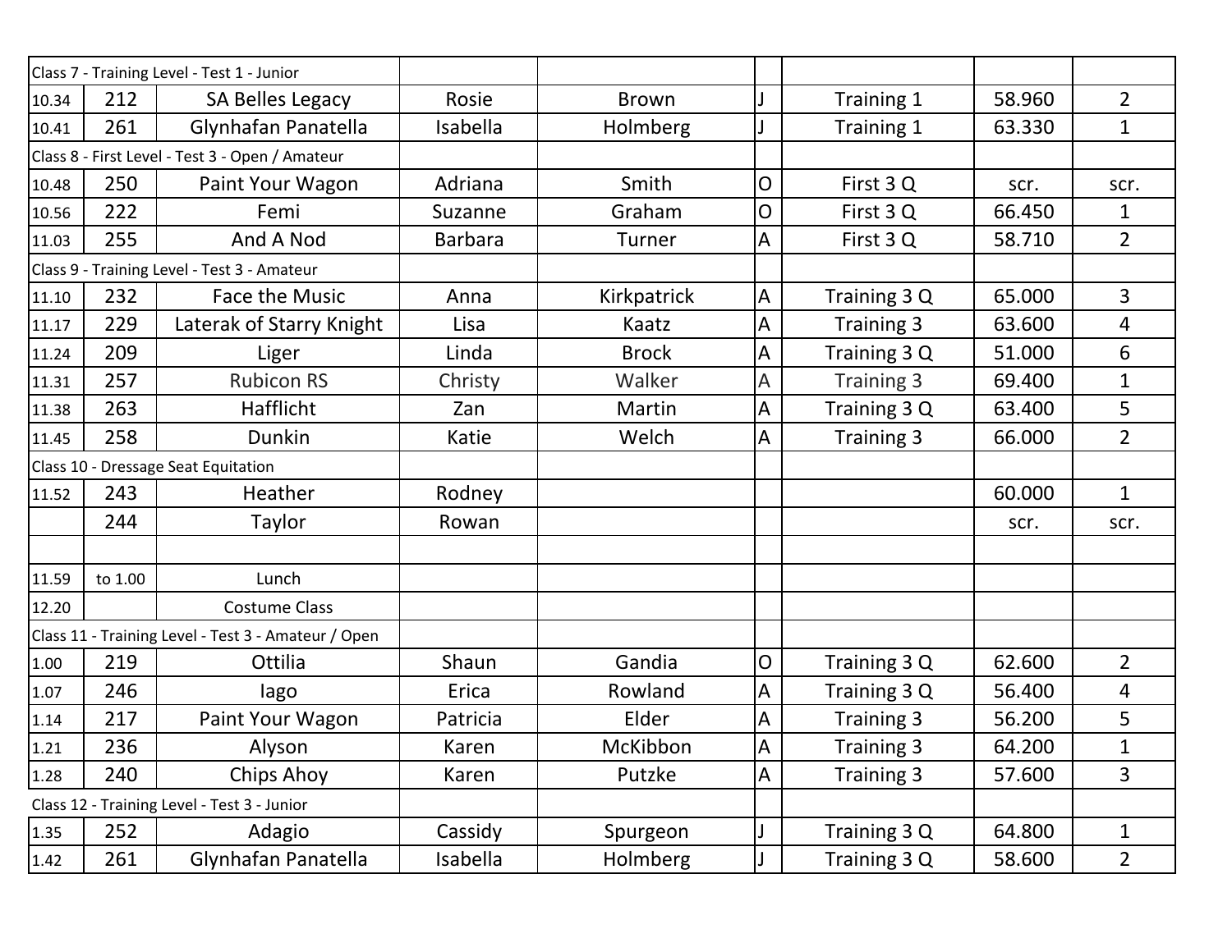| | | | | | | | | |
|---|---|---|---|---|---|---|---|---|
| Class 7 - Training Level - Test 1 - Junior | | | | | | | | |
| 10.34 | 212 | SA Belles Legacy | Rosie | Brown | J | Training 1 | 58.960 | 2 |
| 10.41 | 261 | Glynhafan Panatella | Isabella | Holmberg | J | Training 1 | 63.330 | 1 |
| Class 8 - First Level - Test 3 - Open / Amateur | | | | | | | | |
| 10.48 | 250 | Paint Your Wagon | Adriana | Smith | O | First 3 Q | scr. | scr. |
| 10.56 | 222 | Femi | Suzanne | Graham | O | First 3 Q | 66.450 | 1 |
| 11.03 | 255 | And A Nod | Barbara | Turner | A | First 3 Q | 58.710 | 2 |
| Class 9 - Training Level - Test 3 - Amateur | | | | | | | | |
| 11.10 | 232 | Face the Music | Anna | Kirkpatrick | A | Training 3 Q | 65.000 | 3 |
| 11.17 | 229 | Laterak of Starry Knight | Lisa | Kaatz | A | Training 3 | 63.600 | 4 |
| 11.24 | 209 | Liger | Linda | Brock | A | Training 3 Q | 51.000 | 6 |
| 11.31 | 257 | Rubicon RS | Christy | Walker | A | Training 3 | 69.400 | 1 |
| 11.38 | 263 | Hafflicht | Zan | Martin | A | Training 3 Q | 63.400 | 5 |
| 11.45 | 258 | Dunkin | Katie | Welch | A | Training 3 | 66.000 | 2 |
| Class 10 - Dressage Seat Equitation | | | | | | | | |
| 11.52 | 243 | Heather | Rodney | | | | 60.000 | 1 |
| | 244 | Taylor | Rowan | | | | scr. | scr. |
| | | | | | | | | |
| 11.59 | to 1.00 | Lunch | | | | | | |
| 12.20 | | Costume Class | | | | | | |
| Class 11 - Training Level - Test 3 - Amateur / Open | | | | | | | | |
| 1.00 | 219 | Ottilia | Shaun | Gandia | O | Training 3 Q | 62.600 | 2 |
| 1.07 | 246 | Iago | Erica | Rowland | A | Training 3 Q | 56.400 | 4 |
| 1.14 | 217 | Paint Your Wagon | Patricia | Elder | A | Training 3 | 56.200 | 5 |
| 1.21 | 236 | Alyson | Karen | McKibbon | A | Training 3 | 64.200 | 1 |
| 1.28 | 240 | Chips Ahoy | Karen | Putzke | A | Training 3 | 57.600 | 3 |
| Class 12 - Training Level - Test 3 - Junior | | | | | | | | |
| 1.35 | 252 | Adagio | Cassidy | Spurgeon | J | Training 3 Q | 64.800 | 1 |
| 1.42 | 261 | Glynhafan Panatella | Isabella | Holmberg | J | Training 3 Q | 58.600 | 2 |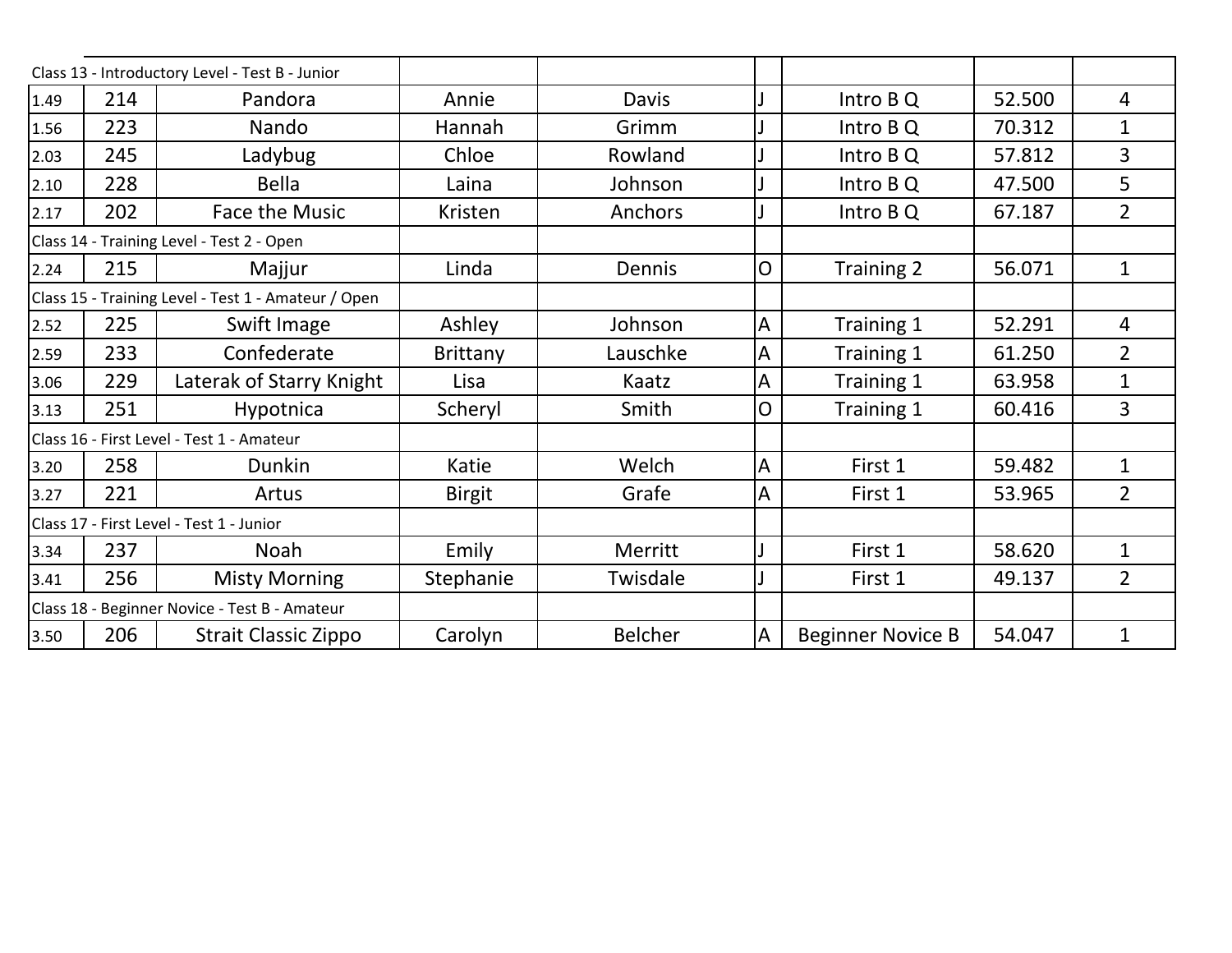| | | | | | | | | |
|---|---|---|---|---|---|---|---|---|
| Class 13 - Introductory Level - Test B - Junior | | | | | | | | |
| 1.49 | 214 | Pandora | Annie | Davis | J | Intro B Q | 52.500 | 4 |
| 1.56 | 223 | Nando | Hannah | Grimm | J | Intro B Q | 70.312 | 1 |
| 2.03 | 245 | Ladybug | Chloe | Rowland | J | Intro B Q | 57.812 | 3 |
| 2.10 | 228 | Bella | Laina | Johnson | J | Intro B Q | 47.500 | 5 |
| 2.17 | 202 | Face the Music | Kristen | Anchors | J | Intro B Q | 67.187 | 2 |
| Class 14 - Training Level - Test 2 - Open | | | | | | | | |
| 2.24 | 215 | Majjur | Linda | Dennis | O | Training 2 | 56.071 | 1 |
| Class 15 - Training Level - Test 1 - Amateur / Open | | | | | | | | |
| 2.52 | 225 | Swift Image | Ashley | Johnson | A | Training 1 | 52.291 | 4 |
| 2.59 | 233 | Confederate | Brittany | Lauschke | A | Training 1 | 61.250 | 2 |
| 3.06 | 229 | Laterak of Starry Knight | Lisa | Kaatz | A | Training 1 | 63.958 | 1 |
| 3.13 | 251 | Hypotnica | Scheryl | Smith | O | Training 1 | 60.416 | 3 |
| Class 16 - First Level - Test 1 - Amateur | | | | | | | | |
| 3.20 | 258 | Dunkin | Katie | Welch | A | First 1 | 59.482 | 1 |
| 3.27 | 221 | Artus | Birgit | Grafe | A | First 1 | 53.965 | 2 |
| Class 17 - First Level - Test 1 - Junior | | | | | | | | |
| 3.34 | 237 | Noah | Emily | Merritt | J | First 1 | 58.620 | 1 |
| 3.41 | 256 | Misty Morning | Stephanie | Twisdale | J | First 1 | 49.137 | 2 |
| Class 18 - Beginner Novice - Test B - Amateur | | | | | | | | |
| 3.50 | 206 | Strait Classic Zippo | Carolyn | Belcher | A | Beginner Novice B | 54.047 | 1 |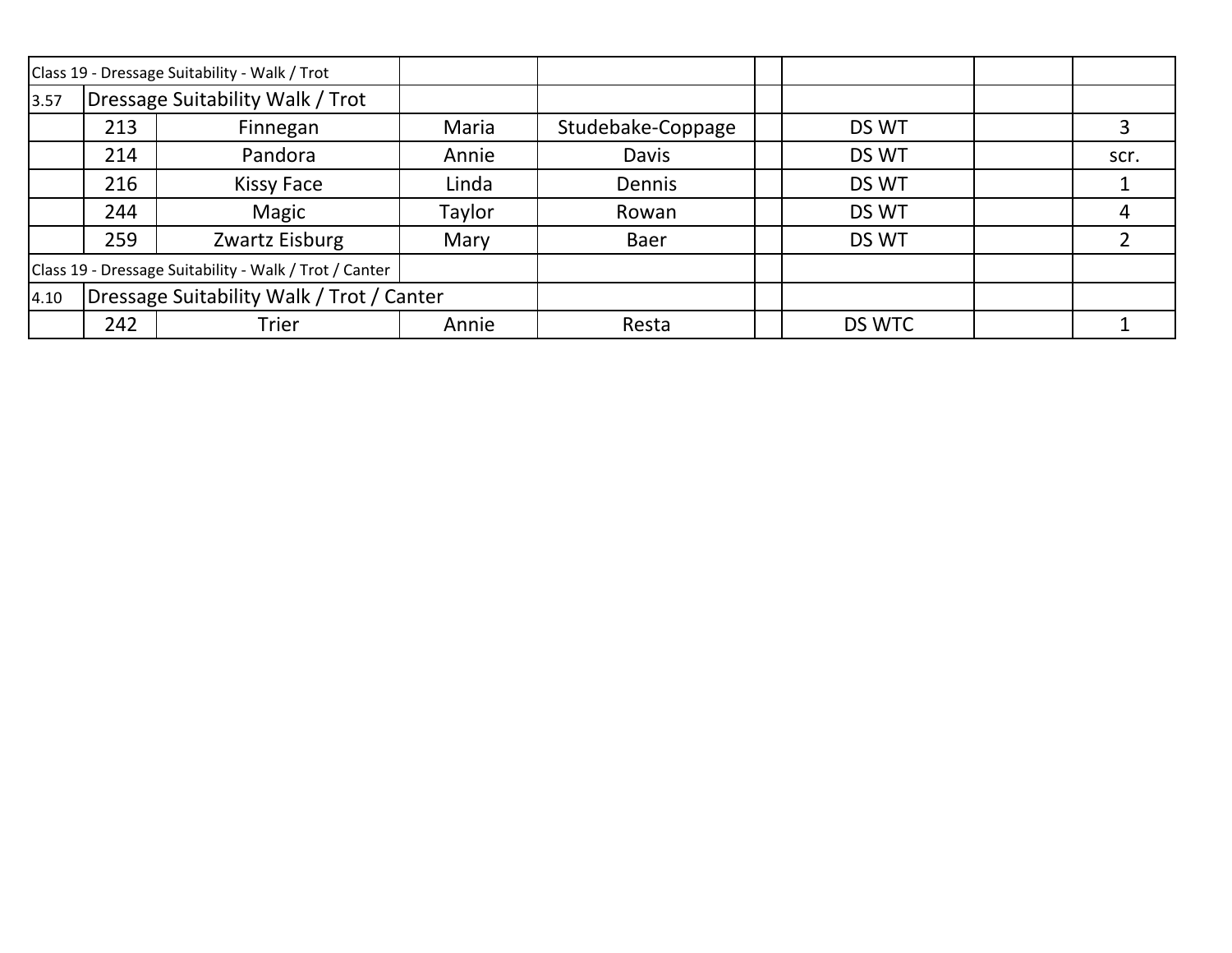| | | | | | | | | |
|---|---|---|---|---|---|---|---|---|
| Class 19 - Dressage Suitability - Walk / Trot | | | | | | | | |
| 3.57 | Dressage Suitability Walk / Trot | | | | | | | |
| | 213 | Finnegan | Maria | Studebake-Coppage | | DS WT | | 3 |
| | 214 | Pandora | Annie | Davis | | DS WT | | scr. |
| | 216 | Kissy Face | Linda | Dennis | | DS WT | | 1 |
| | 244 | Magic | Taylor | Rowan | | DS WT | | 4 |
| | 259 | Zwartz Eisburg | Mary | Baer | | DS WT | | 2 |
| Class 19 - Dressage Suitability - Walk / Trot / Canter | | | | | | | | |
| 4.10 | Dressage Suitability Walk / Trot / Canter | | | | | | | |
| | 242 | Trier | Annie | Resta | | DS WTC | | 1 |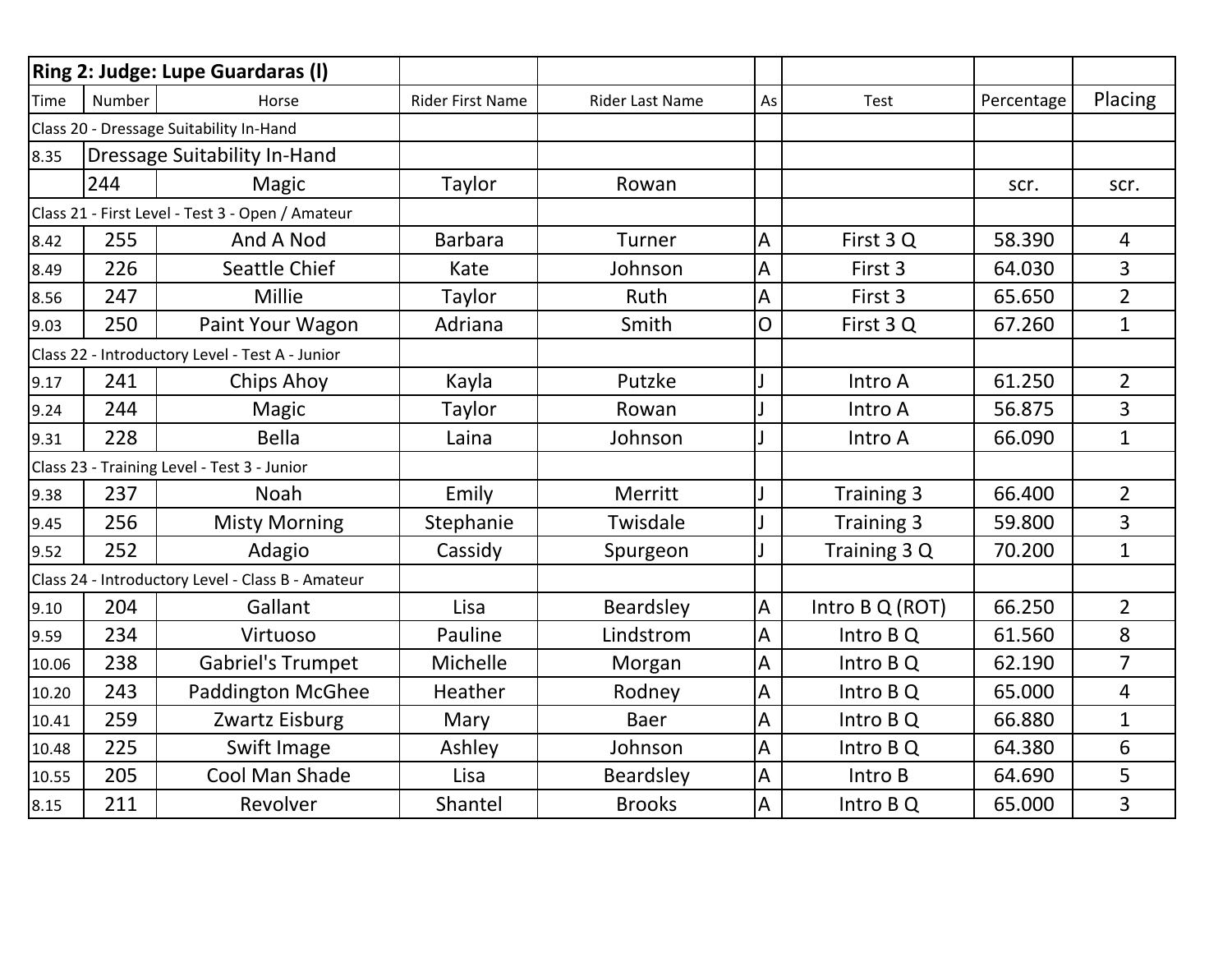| Ring 2: Judge: Lupe Guardaras (l) | | | | | | | | |
|---|---|---|---|---|---|---|---|---|
| Time | Number | Horse | Rider First Name | Rider Last Name | As | Test | Percentage | Placing |
| Class 20 - Dressage Suitability In-Hand | | | | | | | | |
| 8.35 | Dressage Suitability In-Hand | | | | | | | |
| | 244 | Magic | Taylor | Rowan | | | scr. | scr. |
| Class 21 - First Level - Test 3 - Open / Amateur | | | | | | | | |
| 8.42 | 255 | And A Nod | Barbara | Turner | A | First 3 Q | 58.390 | 4 |
| 8.49 | 226 | Seattle Chief | Kate | Johnson | A | First 3 | 64.030 | 3 |
| 8.56 | 247 | Millie | Taylor | Ruth | A | First 3 | 65.650 | 2 |
| 9.03 | 250 | Paint Your Wagon | Adriana | Smith | O | First 3 Q | 67.260 | 1 |
| Class 22 - Introductory Level - Test A - Junior | | | | | | | | |
| 9.17 | 241 | Chips Ahoy | Kayla | Putzke | J | Intro A | 61.250 | 2 |
| 9.24 | 244 | Magic | Taylor | Rowan | J | Intro A | 56.875 | 3 |
| 9.31 | 228 | Bella | Laina | Johnson | J | Intro A | 66.090 | 1 |
| Class 23 - Training Level - Test 3 - Junior | | | | | | | | |
| 9.38 | 237 | Noah | Emily | Merritt | J | Training 3 | 66.400 | 2 |
| 9.45 | 256 | Misty Morning | Stephanie | Twisdale | J | Training 3 | 59.800 | 3 |
| 9.52 | 252 | Adagio | Cassidy | Spurgeon | J | Training 3 Q | 70.200 | 1 |
| Class 24 - Introductory Level - Class B - Amateur | | | | | | | | |
| 9.10 | 204 | Gallant | Lisa | Beardsley | A | Intro B Q (ROT) | 66.250 | 2 |
| 9.59 | 234 | Virtuoso | Pauline | Lindstrom | A | Intro B Q | 61.560 | 8 |
| 10.06 | 238 | Gabriel's Trumpet | Michelle | Morgan | A | Intro B Q | 62.190 | 7 |
| 10.20 | 243 | Paddington McGhee | Heather | Rodney | A | Intro B Q | 65.000 | 4 |
| 10.41 | 259 | Zwartz Eisburg | Mary | Baer | A | Intro B Q | 66.880 | 1 |
| 10.48 | 225 | Swift Image | Ashley | Johnson | A | Intro B Q | 64.380 | 6 |
| 10.55 | 205 | Cool Man Shade | Lisa | Beardsley | A | Intro B | 64.690 | 5 |
| 8.15 | 211 | Revolver | Shantel | Brooks | A | Intro B Q | 65.000 | 3 |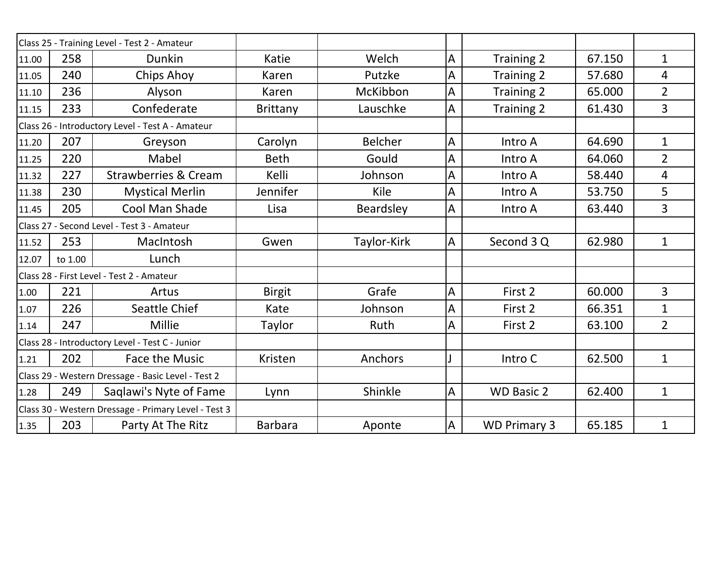| Class 25 - Training Level - Test 2 - Amateur | | | | | | | | |
|---|---|---|---|---|---|---|---|---|
| 11.00 | 258 | Dunkin | Katie | Welch | A | Training 2 | 67.150 | 1 |
| 11.05 | 240 | Chips Ahoy | Karen | Putzke | A | Training 2 | 57.680 | 4 |
| 11.10 | 236 | Alyson | Karen | McKibbon | A | Training 2 | 65.000 | 2 |
| 11.15 | 233 | Confederate | Brittany | Lauschke | A | Training 2 | 61.430 | 3 |
| Class 26 - Introductory Level - Test A - Amateur | | | | | | | | |
| 11.20 | 207 | Greyson | Carolyn | Belcher | A | Intro A | 64.690 | 1 |
| 11.25 | 220 | Mabel | Beth | Gould | A | Intro A | 64.060 | 2 |
| 11.32 | 227 | Strawberries & Cream | Kelli | Johnson | A | Intro A | 58.440 | 4 |
| 11.38 | 230 | Mystical Merlin | Jennifer | Kile | A | Intro A | 53.750 | 5 |
| 11.45 | 205 | Cool Man Shade | Lisa | Beardsley | A | Intro A | 63.440 | 3 |
| Class 27 - Second Level - Test 3 - Amateur | | | | | | | | |
| 11.52 | 253 | MacIntosh | Gwen | Taylor-Kirk | A | Second 3 Q | 62.980 | 1 |
| 12.07 | to 1.00 | Lunch | | | | | | |
| Class 28 - First Level - Test 2 - Amateur | | | | | | | | |
| 1.00 | 221 | Artus | Birgit | Grafe | A | First 2 | 60.000 | 3 |
| 1.07 | 226 | Seattle Chief | Kate | Johnson | A | First 2 | 66.351 | 1 |
| 1.14 | 247 | Millie | Taylor | Ruth | A | First 2 | 63.100 | 2 |
| Class 28 - Introductory Level - Test C - Junior | | | | | | | | |
| 1.21 | 202 | Face the Music | Kristen | Anchors | J | Intro C | 62.500 | 1 |
| Class 29 - Western Dressage - Basic Level - Test 2 | | | | | | | | |
| 1.28 | 249 | Saqlawi's Nyte of Fame | Lynn | Shinkle | A | WD Basic 2 | 62.400 | 1 |
| Class 30 - Western Dressage - Primary Level - Test 3 | | | | | | | | |
| 1.35 | 203 | Party At The Ritz | Barbara | Aponte | A | WD Primary 3 | 65.185 | 1 |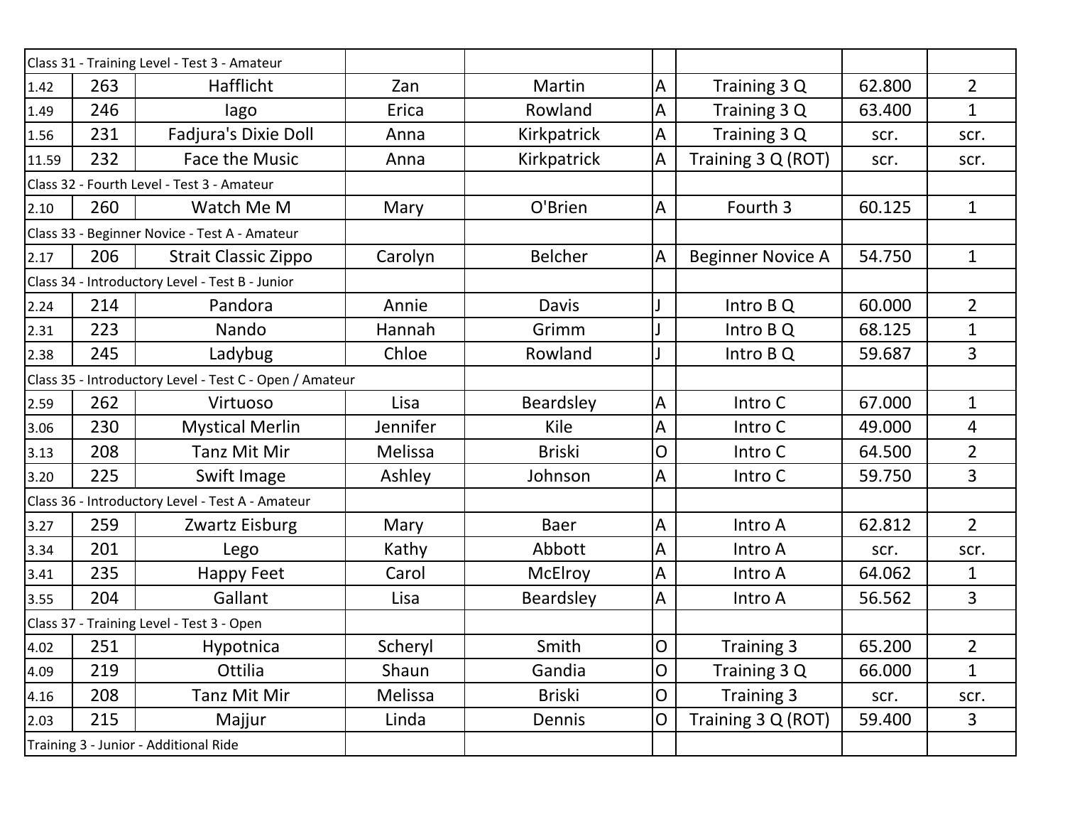| Class 31 - Training Level - Test 3 - Amateur | | | | | | | | |
|---|---|---|---|---|---|---|---|---|
| 1.42 | 263 | Hafflicht | Zan | Martin | A | Training 3 Q | 62.800 | 2 |
| 1.49 | 246 | Iago | Erica | Rowland | A | Training 3 Q | 63.400 | 1 |
| 1.56 | 231 | Fadjura's Dixie Doll | Anna | Kirkpatrick | A | Training 3 Q | scr. | scr. |
| 11.59 | 232 | Face the Music | Anna | Kirkpatrick | A | Training 3 Q (ROT) | scr. | scr. |
| Class 32 - Fourth Level - Test 3 - Amateur | | | | | | | | |
| 2.10 | 260 | Watch Me M | Mary | O'Brien | A | Fourth 3 | 60.125 | 1 |
| Class 33 - Beginner Novice - Test A - Amateur | | | | | | | | |
| 2.17 | 206 | Strait Classic Zippo | Carolyn | Belcher | A | Beginner Novice A | 54.750 | 1 |
| Class 34 - Introductory Level - Test B - Junior | | | | | | | | |
| 2.24 | 214 | Pandora | Annie | Davis | J | Intro B Q | 60.000 | 2 |
| 2.31 | 223 | Nando | Hannah | Grimm | J | Intro B Q | 68.125 | 1 |
| 2.38 | 245 | Ladybug | Chloe | Rowland | J | Intro B Q | 59.687 | 3 |
| Class 35 - Introductory Level - Test C - Open / Amateur | | | | | | | | |
| 2.59 | 262 | Virtuoso | Lisa | Beardsley | A | Intro C | 67.000 | 1 |
| 3.06 | 230 | Mystical Merlin | Jennifer | Kile | A | Intro C | 49.000 | 4 |
| 3.13 | 208 | Tanz Mit Mir | Melissa | Briski | O | Intro C | 64.500 | 2 |
| 3.20 | 225 | Swift Image | Ashley | Johnson | A | Intro C | 59.750 | 3 |
| Class 36 - Introductory Level - Test A - Amateur | | | | | | | | |
| 3.27 | 259 | Zwartz Eisburg | Mary | Baer | A | Intro A | 62.812 | 2 |
| 3.34 | 201 | Lego | Kathy | Abbott | A | Intro A | scr. | scr. |
| 3.41 | 235 | Happy Feet | Carol | McElroy | A | Intro A | 64.062 | 1 |
| 3.55 | 204 | Gallant | Lisa | Beardsley | A | Intro A | 56.562 | 3 |
| Class 37 - Training Level - Test 3 - Open | | | | | | | | |
| 4.02 | 251 | Hypotnica | Scheryl | Smith | O | Training 3 | 65.200 | 2 |
| 4.09 | 219 | Ottilia | Shaun | Gandia | O | Training 3 Q | 66.000 | 1 |
| 4.16 | 208 | Tanz Mit Mir | Melissa | Briski | O | Training 3 | scr. | scr. |
| 2.03 | 215 | Majjur | Linda | Dennis | O | Training 3 Q (ROT) | 59.400 | 3 |
| Training 3 - Junior - Additional Ride | | | | | | | | |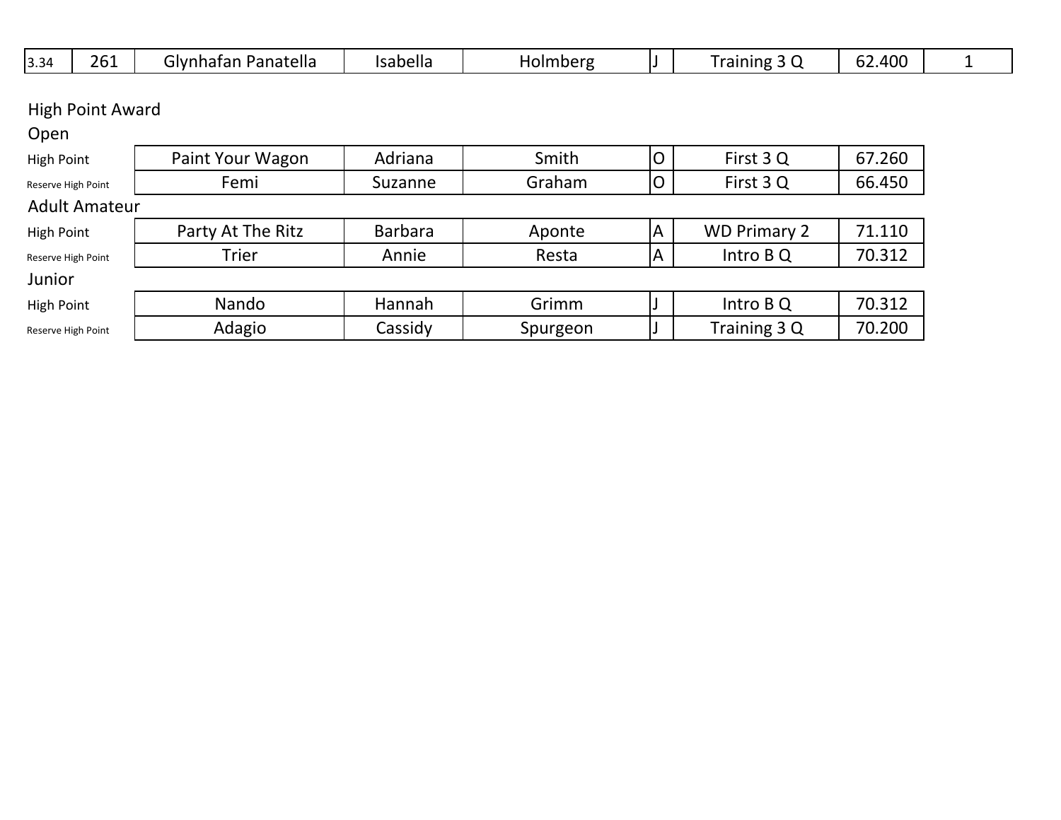| | | | | | | | | |
|---|---|---|---|---|---|---|---|---|
| 3.34 | 261 | Glynhafan Panatella | Isabella | Holmberg | J | Training 3 Q | 62.400 | 1 |

High Point Award

Open

| | | | | | | |
|---|---|---|---|---|---|---|
| High Point | Paint Your Wagon | Adriana | Smith | O | First 3 Q | 67.260 |
| Reserve High Point | Femi | Suzanne | Graham | O | First 3 Q | 66.450 |

Adult Amateur

| | | | | | | |
|---|---|---|---|---|---|---|
| High Point | Party At The Ritz | Barbara | Aponte | A | WD Primary 2 | 71.110 |
| Reserve High Point | Trier | Annie | Resta | A | Intro B Q | 70.312 |

Junior

| | | | | | | |
|---|---|---|---|---|---|---|
| High Point | Nando | Hannah | Grimm | J | Intro B Q | 70.312 |
| Reserve High Point | Adagio | Cassidy | Spurgeon | J | Training 3 Q | 70.200 |